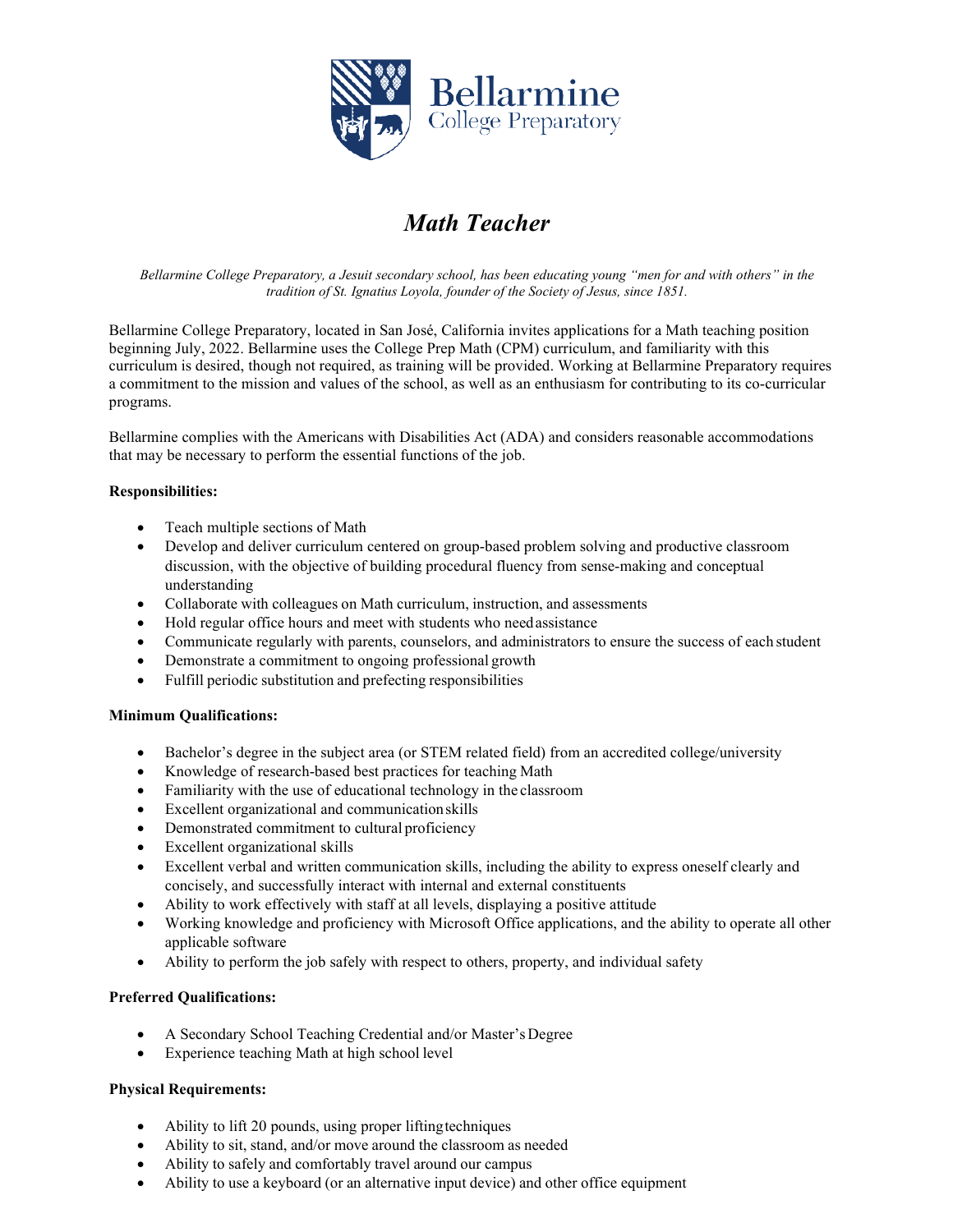Bellarmine College Preparatory

# *Math Teacher*

*Bellarmine College Preparatory, a Jesuit secondary school, has been educating young "men for and with others" in the tradition of St. Ignatius Loyola, founder of the Society of Jesus, since 1851.*

Bellarmine College Preparatory, located in San José, California invites applications for a Math teaching position beginning July, 2022. Bellarmine uses the College Prep Math (CPM) curriculum, and familiarity with this curriculum is desired, though not required, as training will be provided. Working at Bellarmine Preparatory requires a commitment to the mission and values of the school, as well as an enthusiasm for contributing to its co-curricular programs.

Bellarmine complies with the Americans with Disabilities Act (ADA) and considers reasonable accommodations that may be necessary to perform the essential functions of the job.

**Responsibilities:**

- Teach multiple sections of Math
- Develop and deliver curriculum centered on group-based problem solving and productive classroom discussion, with the objective of building procedural fluency from sense-making and conceptual understanding
- Collaborate with colleagues on Math curriculum, instruction, and assessments
- Hold regular office hours and meet with students who need assistance
- Communicate regularly with parents, counselors, and administrators to ensure the success of each student
- Demonstrate a commitment to ongoing professional growth
- Fulfill periodic substitution and prefecting responsibilities

**Minimum Qualifications:**

- Bachelor's degree in the subject area (or STEM related field) from an accredited college/university
- Knowledge of research-based best practices for teaching Math
- Familiarity with the use of educational technology in the classroom
- Excellent organizational and communication skills
- Demonstrated commitment to cultural proficiency
- Excellent organizational skills
- Excellent verbal and written communication skills, including the ability to express oneself clearly and concisely, and successfully interact with internal and external constituents
- Ability to work effectively with staff at all levels, displaying a positive attitude
- Working knowledge and proficiency with Microsoft Office applications, and the ability to operate all other applicable software
- Ability to perform the job safely with respect to others, property, and individual safety

**Preferred Qualifications:**

- A Secondary School Teaching Credential and/or Master's Degree
- Experience teaching Math at high school level

**Physical Requirements:**

- Ability to lift 20 pounds, using proper lifting techniques
- Ability to sit, stand, and/or move around the classroom as needed
- Ability to safely and comfortably travel around our campus
- Ability to use a keyboard (or an alternative input device) and other office equipment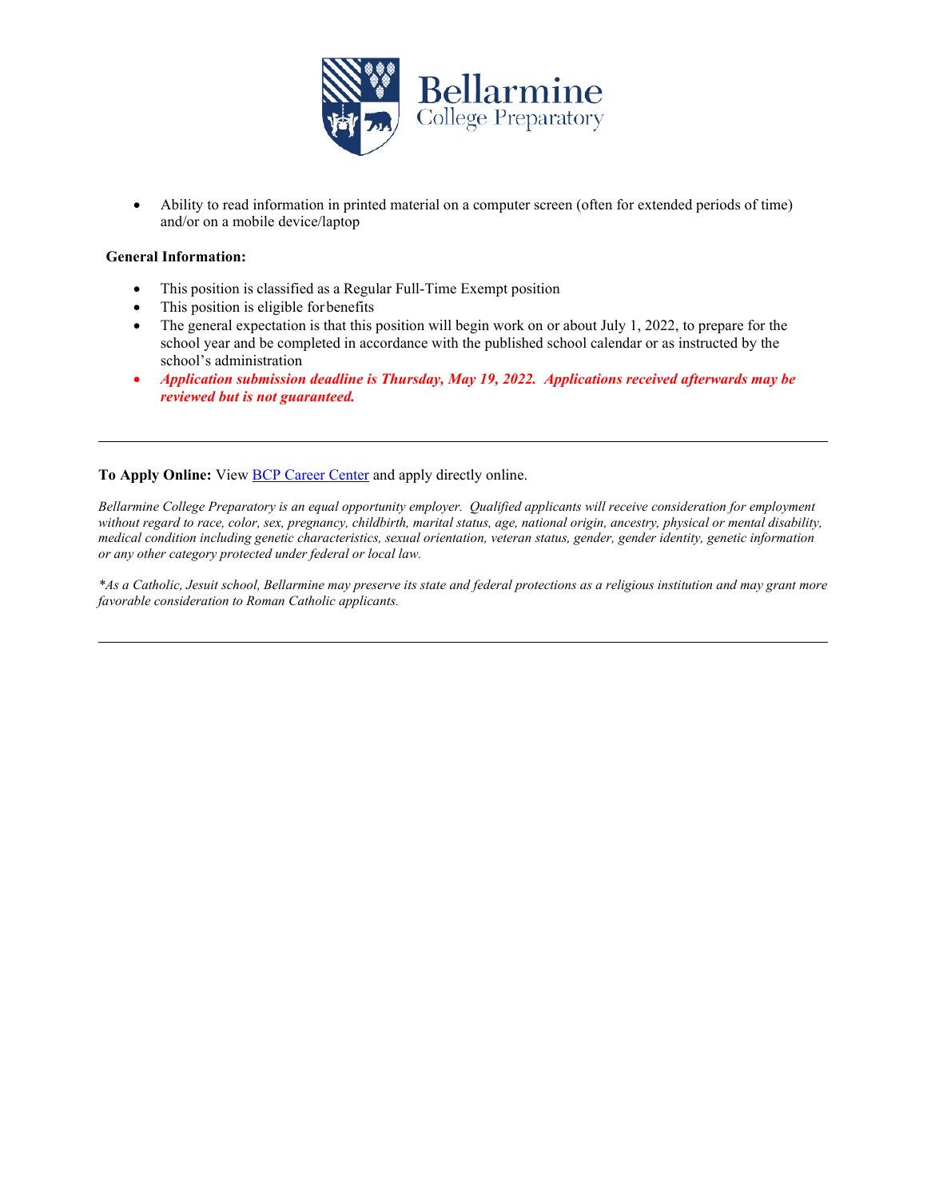- Ability to read information in printed material on a computer screen (often for extended periods of time) and/or on a mobile device/laptop

**General Information:**

- This position is classified as a Regular Full-Time Exempt position
- This position is eligible for benefits
- The general expectation is that this position will begin work on or about July 1, 2022, to prepare for the school year and be completed in accordance with the published school calendar or as instructed by the school's administration
- ***Application submission deadline is Thursday, May 19, 2022. Applications received afterwards may be reviewed but is not guaranteed.***

---

**To Apply Online:** View BCP Career Center and apply directly online.

*Bellarmine College Preparatory is an equal opportunity employer. Qualified applicants will receive consideration for employment without regard to race, color, sex, pregnancy, childbirth, marital status, age, national origin, ancestry, physical or mental disability, medical condition including genetic characteristics, sexual orientation, veteran status, gender, gender identity, genetic information or any other category protected under federal or local law.*

*\*As a Catholic, Jesuit school, Bellarmine may preserve its state and federal protections as a religious institution and may grant more favorable consideration to Roman Catholic applicants.*

---